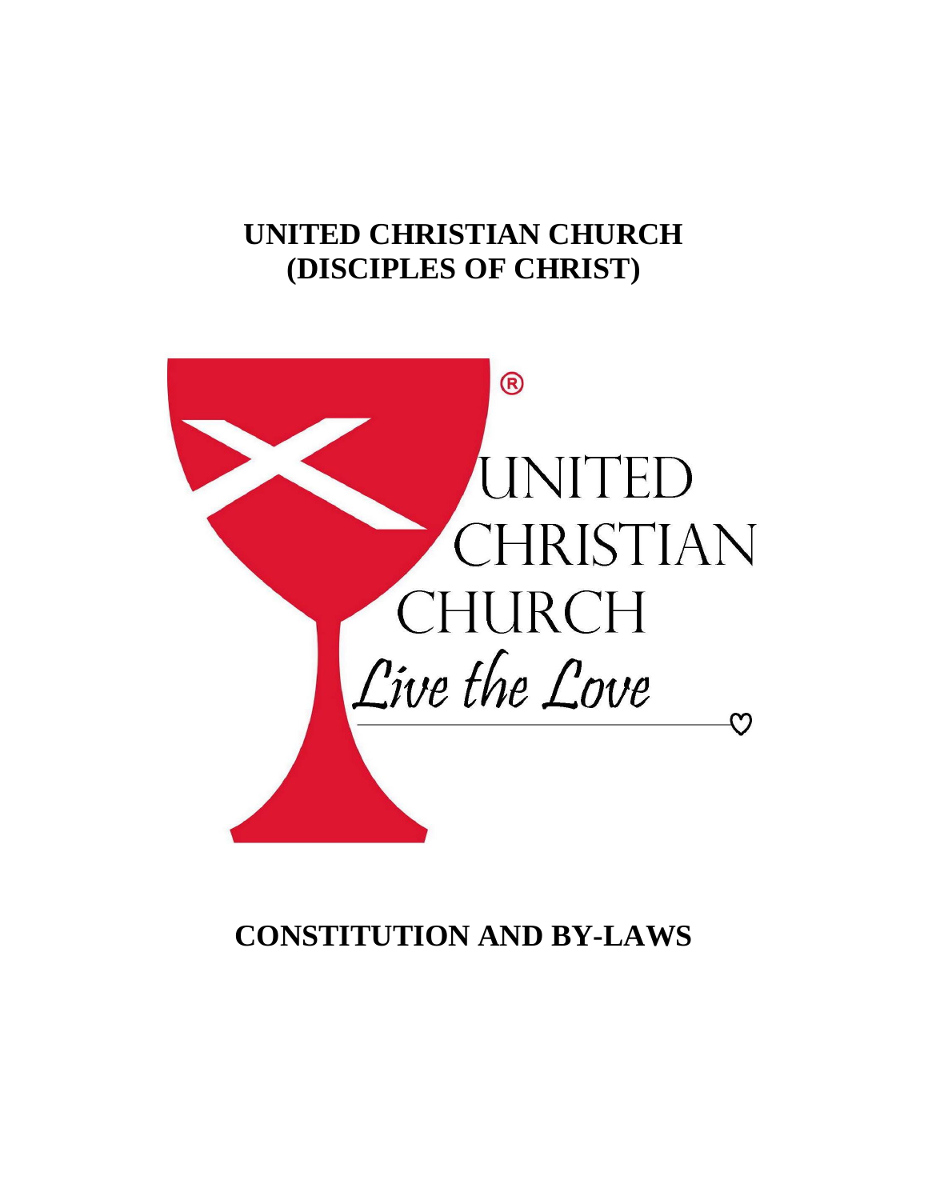# UNITED CHRISTIAN CHURCH
# (DISCIPLES OF CHRIST)

UNITED
CHRISTIAN
CHURCH
*Live the Love*

# CONSTITUTION AND BY-LAWS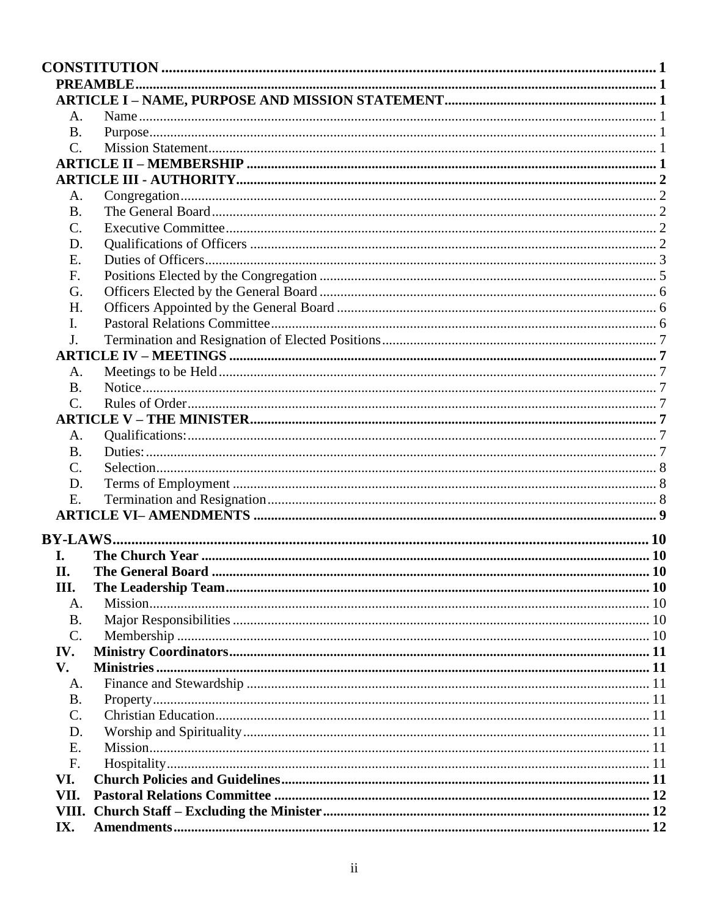- **CONSTITUTION** .......... 1
  - **PREAMBLE** .......... 1
  - **ARTICLE I – NAME, PURPOSE AND MISSION STATEMENT** .......... 1
    - A. Name .......... 1
    - B. Purpose .......... 1
    - C. Mission Statement .......... 1
  - **ARTICLE II – MEMBERSHIP** .......... 1
  - **ARTICLE III - AUTHORITY** .......... 2
    - A. Congregation .......... 2
    - B. The General Board .......... 2
    - C. Executive Committee .......... 2
    - D. Qualifications of Officers .......... 2
    - E. Duties of Officers .......... 3
    - F. Positions Elected by the Congregation .......... 5
    - G. Officers Elected by the General Board .......... 6
    - H. Officers Appointed by the General Board .......... 6
    - I. Pastoral Relations Committee .......... 6
    - J. Termination and Resignation of Elected Positions .......... 7
  - **ARTICLE IV – MEETINGS** .......... 7
    - A. Meetings to be Held .......... 7
    - B. Notice .......... 7
    - C. Rules of Order .......... 7
  - **ARTICLE V – THE MINISTER** .......... 7
    - A. Qualifications: .......... 7
    - B. Duties: .......... 7
    - C. Selection .......... 8
    - D. Terms of Employment .......... 8
    - E. Termination and Resignation .......... 8
  - **ARTICLE VI– AMENDMENTS** .......... 9
- **BY-LAWS** .......... 10
  - **I. The Church Year** .......... 10
  - **II. The General Board** .......... 10
  - **III. The Leadership Team** .......... 10
    - A. Mission .......... 10
    - B. Major Responsibilities .......... 10
    - C. Membership .......... 10
  - **IV. Ministry Coordinators** .......... 11
  - **V. Ministries** .......... 11
    - A. Finance and Stewardship .......... 11
    - B. Property .......... 11
    - C. Christian Education .......... 11
    - D. Worship and Spirituality .......... 11
    - E. Mission .......... 11
    - F. Hospitality .......... 11
  - **VI. Church Policies and Guidelines** .......... 11
  - **VII. Pastoral Relations Committee** .......... 12
  - **VIII. Church Staff – Excluding the Minister** .......... 12
  - **IX. Amendments** .......... 12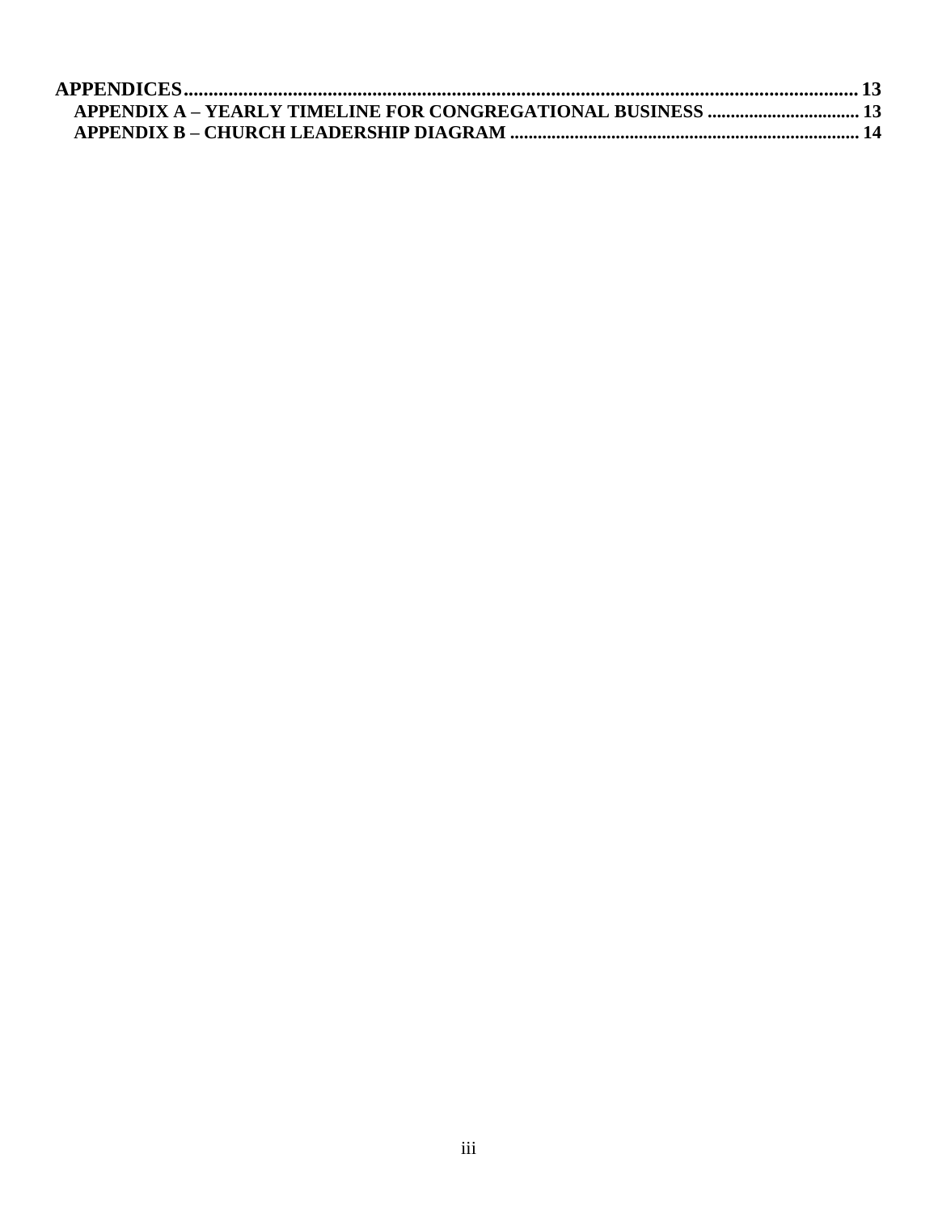**APPENDICES** ........................................................................................................................................ 13

**APPENDIX A – YEARLY TIMELINE FOR CONGREGATIONAL BUSINESS** ................................ 13

**APPENDIX B – CHURCH LEADERSHIP DIAGRAM** ........................................................................... 14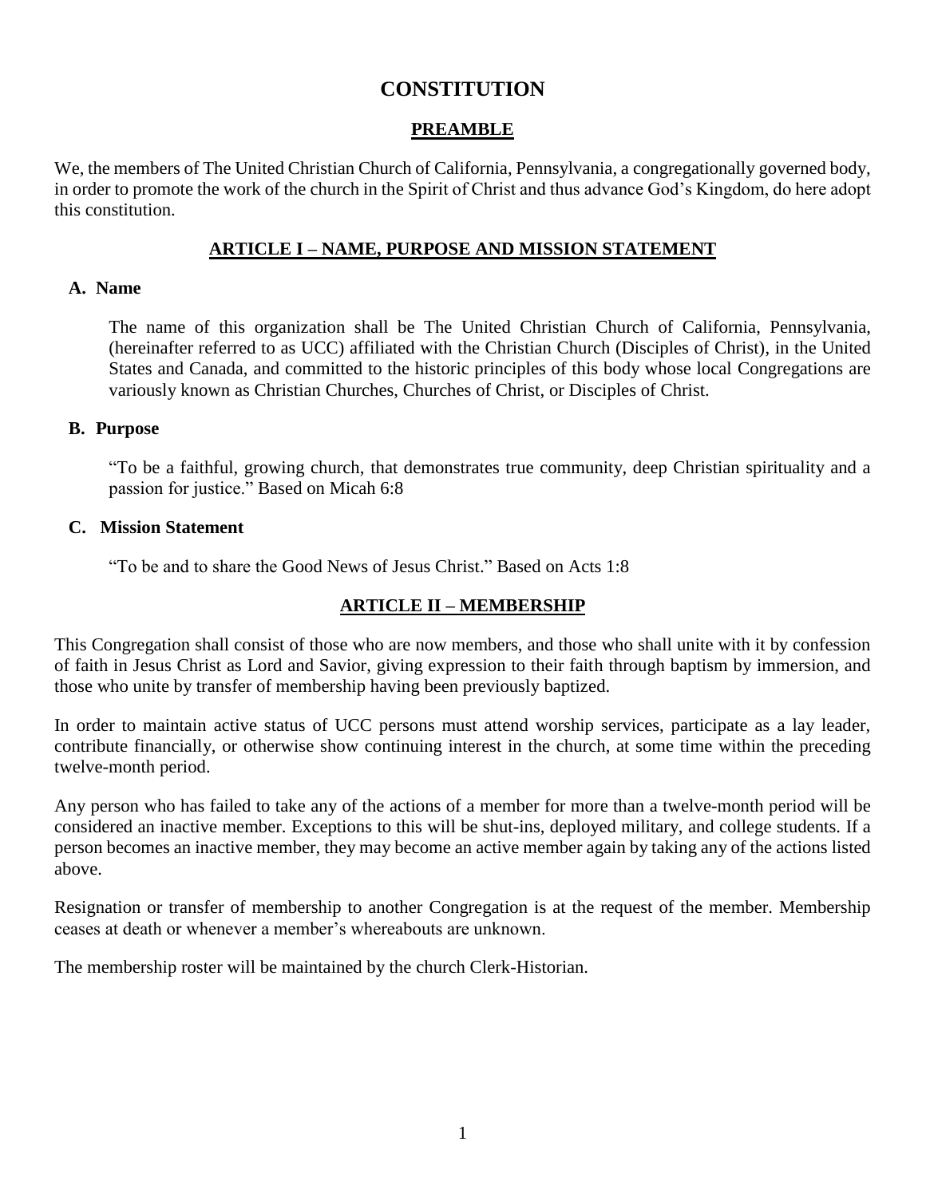# CONSTITUTION

## PREAMBLE

We, the members of The United Christian Church of California, Pennsylvania, a congregationally governed body, in order to promote the work of the church in the Spirit of Christ and thus advance God's Kingdom, do here adopt this constitution.

## ARTICLE I – NAME, PURPOSE AND MISSION STATEMENT

### A. Name

The name of this organization shall be The United Christian Church of California, Pennsylvania, (hereinafter referred to as UCC) affiliated with the Christian Church (Disciples of Christ), in the United States and Canada, and committed to the historic principles of this body whose local Congregations are variously known as Christian Churches, Churches of Christ, or Disciples of Christ.

### B. Purpose

"To be a faithful, growing church, that demonstrates true community, deep Christian spirituality and a passion for justice." Based on Micah 6:8

### C. Mission Statement

"To be and to share the Good News of Jesus Christ." Based on Acts 1:8

## ARTICLE II – MEMBERSHIP

This Congregation shall consist of those who are now members, and those who shall unite with it by confession of faith in Jesus Christ as Lord and Savior, giving expression to their faith through baptism by immersion, and those who unite by transfer of membership having been previously baptized.

In order to maintain active status of UCC persons must attend worship services, participate as a lay leader, contribute financially, or otherwise show continuing interest in the church, at some time within the preceding twelve-month period.

Any person who has failed to take any of the actions of a member for more than a twelve-month period will be considered an inactive member. Exceptions to this will be shut-ins, deployed military, and college students. If a person becomes an inactive member, they may become an active member again by taking any of the actions listed above.

Resignation or transfer of membership to another Congregation is at the request of the member. Membership ceases at death or whenever a member's whereabouts are unknown.

The membership roster will be maintained by the church Clerk-Historian.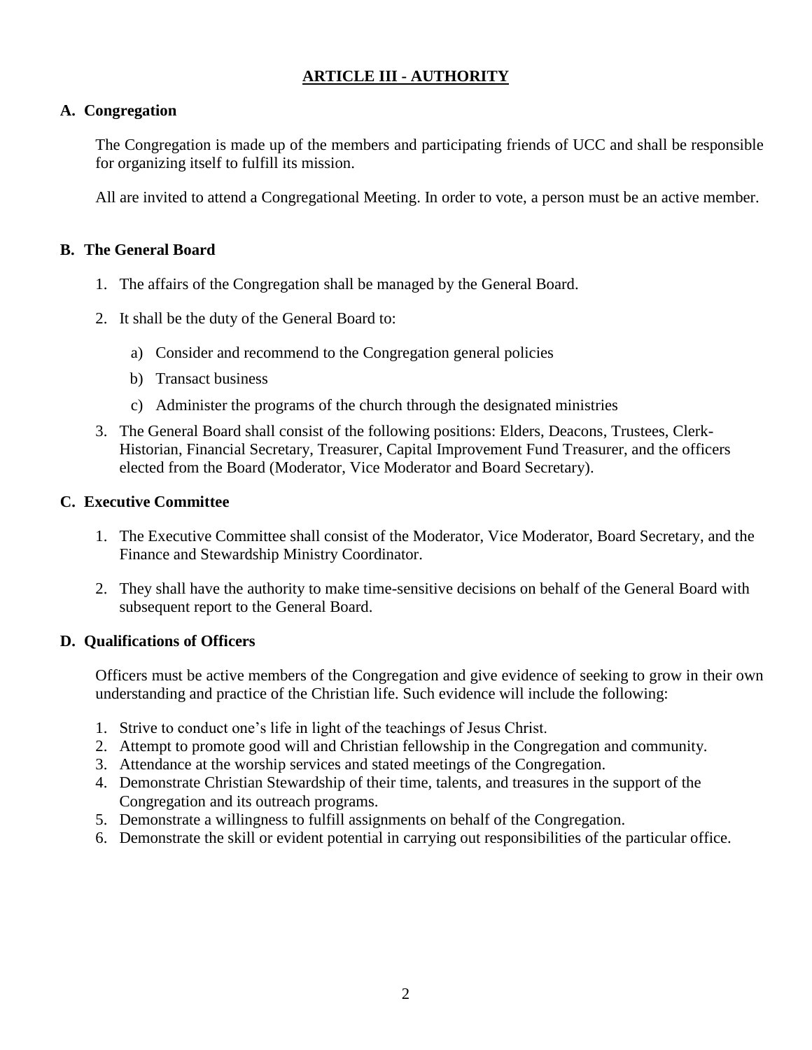## ARTICLE III - AUTHORITY

### A. Congregation

The Congregation is made up of the members and participating friends of UCC and shall be responsible for organizing itself to fulfill its mission.

All are invited to attend a Congregational Meeting. In order to vote, a person must be an active member.

### B. The General Board

1. The affairs of the Congregation shall be managed by the General Board.
2. It shall be the duty of the General Board to:
   a) Consider and recommend to the Congregation general policies
   b) Transact business
   c) Administer the programs of the church through the designated ministries
3. The General Board shall consist of the following positions: Elders, Deacons, Trustees, Clerk-Historian, Financial Secretary, Treasurer, Capital Improvement Fund Treasurer, and the officers elected from the Board (Moderator, Vice Moderator and Board Secretary).

### C. Executive Committee

1. The Executive Committee shall consist of the Moderator, Vice Moderator, Board Secretary, and the Finance and Stewardship Ministry Coordinator.
2. They shall have the authority to make time-sensitive decisions on behalf of the General Board with subsequent report to the General Board.

### D. Qualifications of Officers

Officers must be active members of the Congregation and give evidence of seeking to grow in their own understanding and practice of the Christian life. Such evidence will include the following:

1. Strive to conduct one's life in light of the teachings of Jesus Christ.
2. Attempt to promote good will and Christian fellowship in the Congregation and community.
3. Attendance at the worship services and stated meetings of the Congregation.
4. Demonstrate Christian Stewardship of their time, talents, and treasures in the support of the Congregation and its outreach programs.
5. Demonstrate a willingness to fulfill assignments on behalf of the Congregation.
6. Demonstrate the skill or evident potential in carrying out responsibilities of the particular office.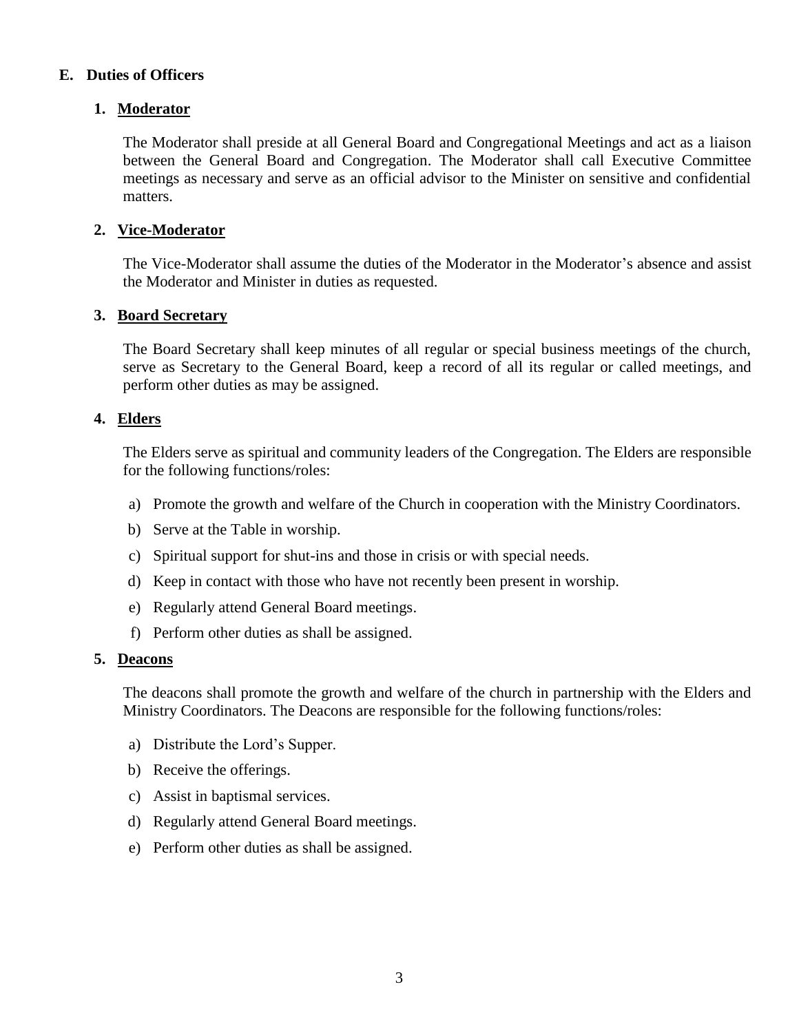## E. Duties of Officers

### 1. Moderator

The Moderator shall preside at all General Board and Congregational Meetings and act as a liaison between the General Board and Congregation. The Moderator shall call Executive Committee meetings as necessary and serve as an official advisor to the Minister on sensitive and confidential matters.

### 2. Vice-Moderator

The Vice-Moderator shall assume the duties of the Moderator in the Moderator's absence and assist the Moderator and Minister in duties as requested.

### 3. Board Secretary

The Board Secretary shall keep minutes of all regular or special business meetings of the church, serve as Secretary to the General Board, keep a record of all its regular or called meetings, and perform other duties as may be assigned.

### 4. Elders

The Elders serve as spiritual and community leaders of the Congregation. The Elders are responsible for the following functions/roles:

a) Promote the growth and welfare of the Church in cooperation with the Ministry Coordinators.

b) Serve at the Table in worship.

c) Spiritual support for shut-ins and those in crisis or with special needs.

d) Keep in contact with those who have not recently been present in worship.

e) Regularly attend General Board meetings.

f) Perform other duties as shall be assigned.

### 5. Deacons

The deacons shall promote the growth and welfare of the church in partnership with the Elders and Ministry Coordinators. The Deacons are responsible for the following functions/roles:

a) Distribute the Lord's Supper.

b) Receive the offerings.

c) Assist in baptismal services.

d) Regularly attend General Board meetings.

e) Perform other duties as shall be assigned.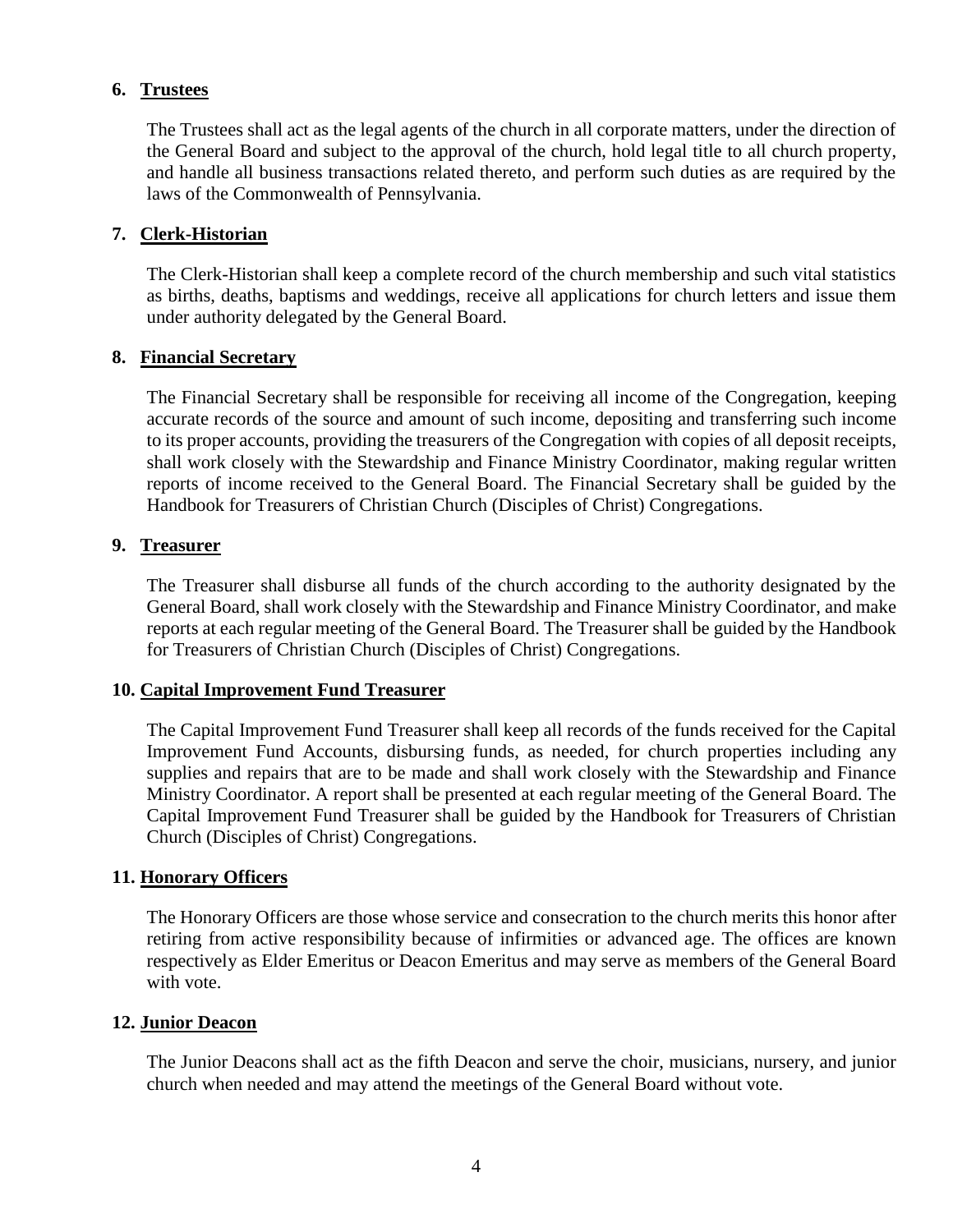6. **Trustees**

The Trustees shall act as the legal agents of the church in all corporate matters, under the direction of the General Board and subject to the approval of the church, hold legal title to all church property, and handle all business transactions related thereto, and perform such duties as are required by the laws of the Commonwealth of Pennsylvania.

7. **Clerk-Historian**

The Clerk-Historian shall keep a complete record of the church membership and such vital statistics as births, deaths, baptisms and weddings, receive all applications for church letters and issue them under authority delegated by the General Board.

8. **Financial Secretary**

The Financial Secretary shall be responsible for receiving all income of the Congregation, keeping accurate records of the source and amount of such income, depositing and transferring such income to its proper accounts, providing the treasurers of the Congregation with copies of all deposit receipts, shall work closely with the Stewardship and Finance Ministry Coordinator, making regular written reports of income received to the General Board. The Financial Secretary shall be guided by the Handbook for Treasurers of Christian Church (Disciples of Christ) Congregations.

9. **Treasurer**

The Treasurer shall disburse all funds of the church according to the authority designated by the General Board, shall work closely with the Stewardship and Finance Ministry Coordinator, and make reports at each regular meeting of the General Board. The Treasurer shall be guided by the Handbook for Treasurers of Christian Church (Disciples of Christ) Congregations.

10. **Capital Improvement Fund Treasurer**

The Capital Improvement Fund Treasurer shall keep all records of the funds received for the Capital Improvement Fund Accounts, disbursing funds, as needed, for church properties including any supplies and repairs that are to be made and shall work closely with the Stewardship and Finance Ministry Coordinator. A report shall be presented at each regular meeting of the General Board. The Capital Improvement Fund Treasurer shall be guided by the Handbook for Treasurers of Christian Church (Disciples of Christ) Congregations.

11. **Honorary Officers**

The Honorary Officers are those whose service and consecration to the church merits this honor after retiring from active responsibility because of infirmities or advanced age. The offices are known respectively as Elder Emeritus or Deacon Emeritus and may serve as members of the General Board with vote.

12. **Junior Deacon**

The Junior Deacons shall act as the fifth Deacon and serve the choir, musicians, nursery, and junior church when needed and may attend the meetings of the General Board without vote.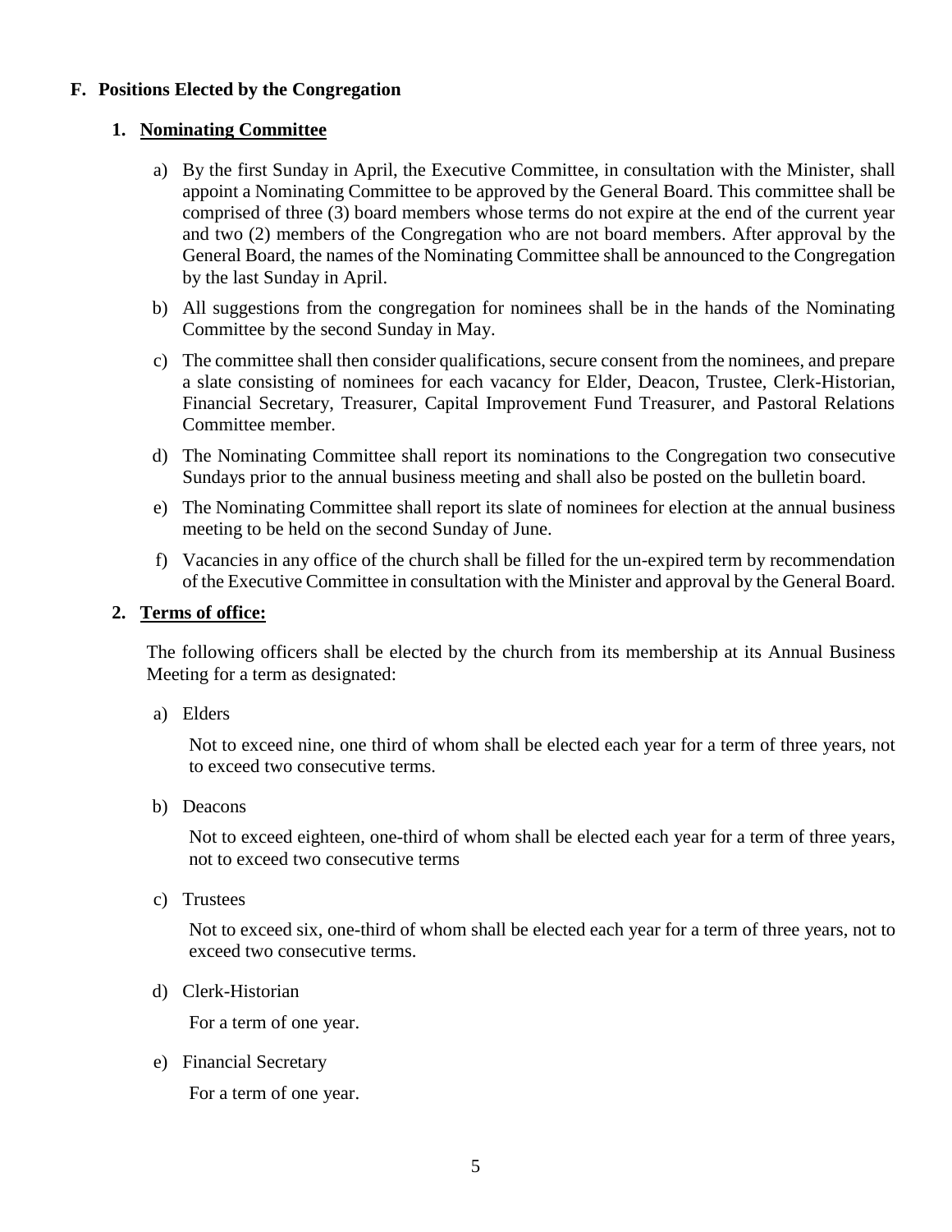## F. Positions Elected by the Congregation

### 1. Nominating Committee

a) By the first Sunday in April, the Executive Committee, in consultation with the Minister, shall appoint a Nominating Committee to be approved by the General Board. This committee shall be comprised of three (3) board members whose terms do not expire at the end of the current year and two (2) members of the Congregation who are not board members. After approval by the General Board, the names of the Nominating Committee shall be announced to the Congregation by the last Sunday in April.

b) All suggestions from the congregation for nominees shall be in the hands of the Nominating Committee by the second Sunday in May.

c) The committee shall then consider qualifications, secure consent from the nominees, and prepare a slate consisting of nominees for each vacancy for Elder, Deacon, Trustee, Clerk-Historian, Financial Secretary, Treasurer, Capital Improvement Fund Treasurer, and Pastoral Relations Committee member.

d) The Nominating Committee shall report its nominations to the Congregation two consecutive Sundays prior to the annual business meeting and shall also be posted on the bulletin board.

e) The Nominating Committee shall report its slate of nominees for election at the annual business meeting to be held on the second Sunday of June.

f) Vacancies in any office of the church shall be filled for the un-expired term by recommendation of the Executive Committee in consultation with the Minister and approval by the General Board.

### 2. Terms of office:

The following officers shall be elected by the church from its membership at its Annual Business Meeting for a term as designated:

a) Elders

Not to exceed nine, one third of whom shall be elected each year for a term of three years, not to exceed two consecutive terms.

b) Deacons

Not to exceed eighteen, one-third of whom shall be elected each year for a term of three years, not to exceed two consecutive terms

c) Trustees

Not to exceed six, one-third of whom shall be elected each year for a term of three years, not to exceed two consecutive terms.

d) Clerk-Historian

For a term of one year.

e) Financial Secretary

For a term of one year.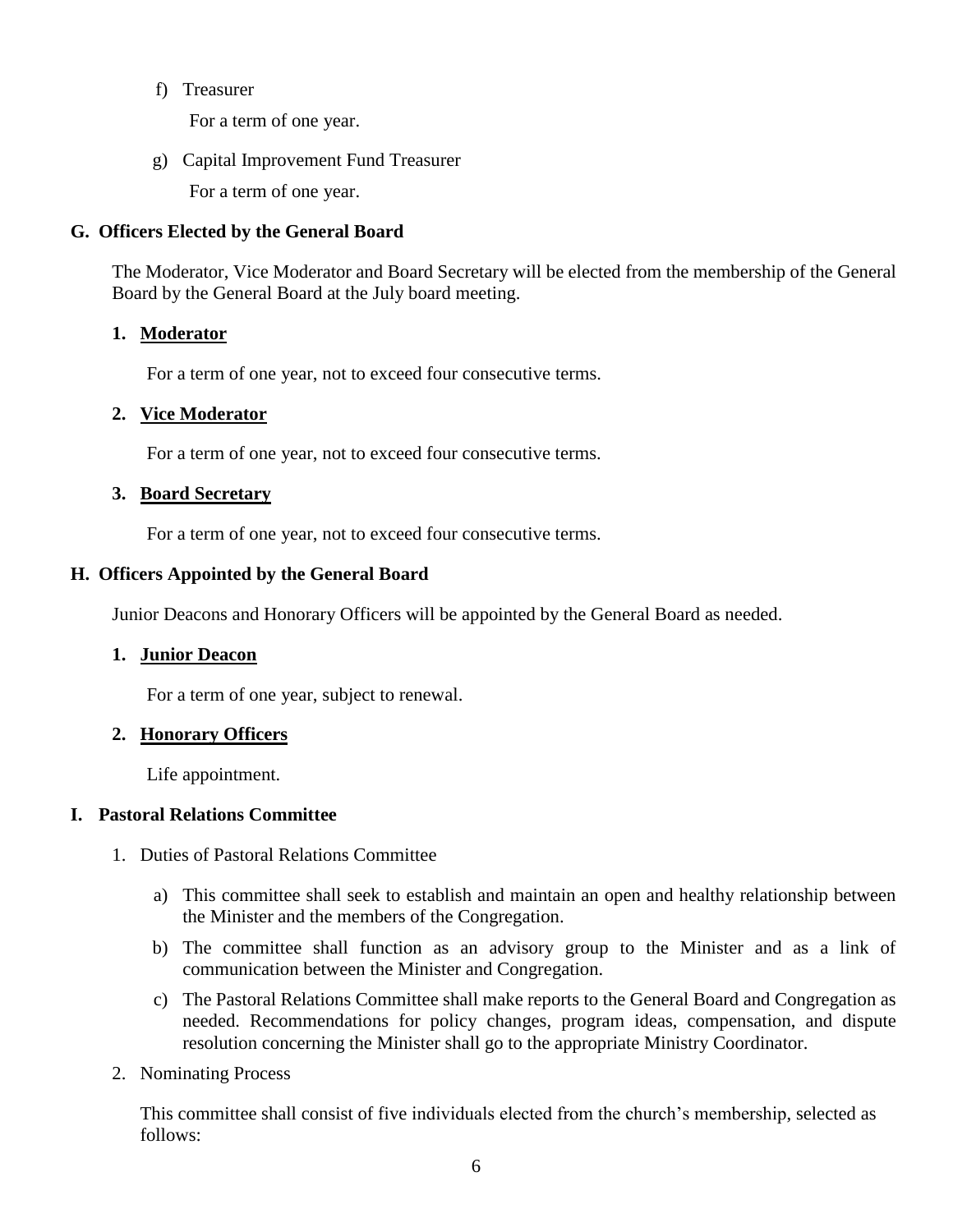f) Treasurer

   For a term of one year.

g) Capital Improvement Fund Treasurer

   For a term of one year.

### G. Officers Elected by the General Board

The Moderator, Vice Moderator and Board Secretary will be elected from the membership of the General Board by the General Board at the July board meeting.

#### 1. Moderator

For a term of one year, not to exceed four consecutive terms.

#### 2. Vice Moderator

For a term of one year, not to exceed four consecutive terms.

#### 3. Board Secretary

For a term of one year, not to exceed four consecutive terms.

### H. Officers Appointed by the General Board

Junior Deacons and Honorary Officers will be appointed by the General Board as needed.

#### 1. Junior Deacon

For a term of one year, subject to renewal.

#### 2. Honorary Officers

Life appointment.

### I. Pastoral Relations Committee

1. Duties of Pastoral Relations Committee

   a) This committee shall seek to establish and maintain an open and healthy relationship between the Minister and the members of the Congregation.

   b) The committee shall function as an advisory group to the Minister and as a link of communication between the Minister and Congregation.

   c) The Pastoral Relations Committee shall make reports to the General Board and Congregation as needed. Recommendations for policy changes, program ideas, compensation, and dispute resolution concerning the Minister shall go to the appropriate Ministry Coordinator.

2. Nominating Process

   This committee shall consist of five individuals elected from the church's membership, selected as follows: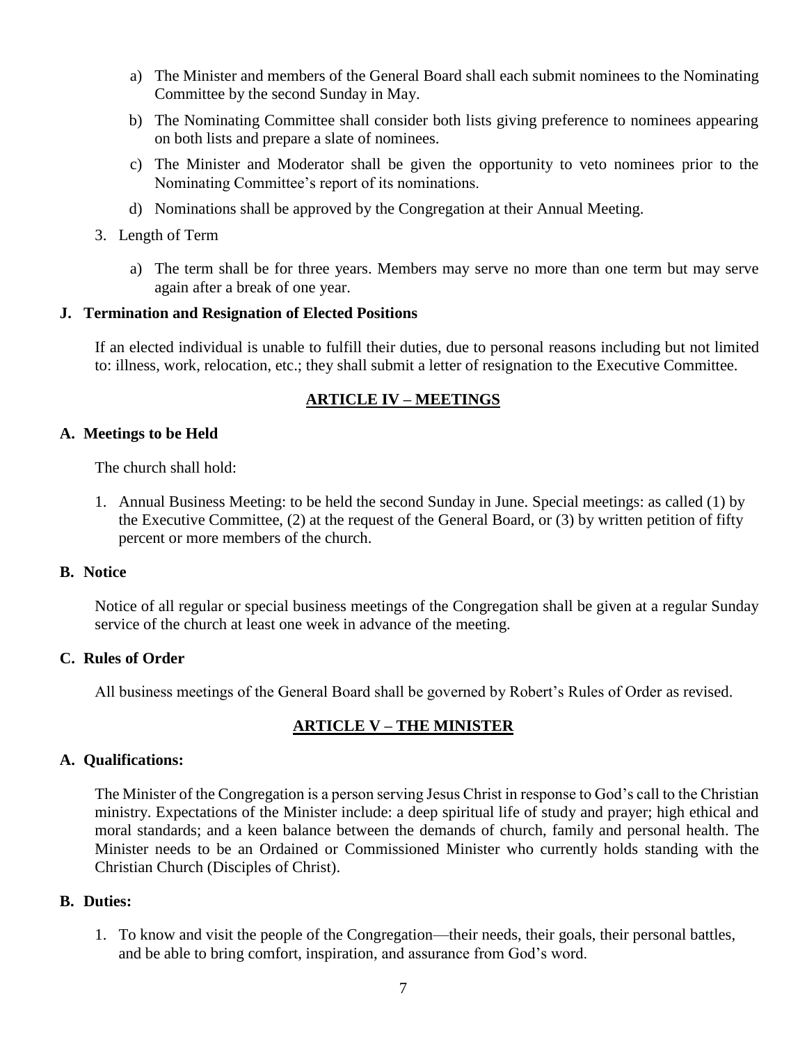a) The Minister and members of the General Board shall each submit nominees to the Nominating Committee by the second Sunday in May.

b) The Nominating Committee shall consider both lists giving preference to nominees appearing on both lists and prepare a slate of nominees.

c) The Minister and Moderator shall be given the opportunity to veto nominees prior to the Nominating Committee's report of its nominations.

d) Nominations shall be approved by the Congregation at their Annual Meeting.

3. Length of Term

   a) The term shall be for three years. Members may serve no more than one term but may serve again after a break of one year.

**J. Termination and Resignation of Elected Positions**

If an elected individual is unable to fulfill their duties, due to personal reasons including but not limited to: illness, work, relocation, etc.; they shall submit a letter of resignation to the Executive Committee.

## ARTICLE IV – MEETINGS

**A. Meetings to be Held**

The church shall hold:

1. Annual Business Meeting: to be held the second Sunday in June. Special meetings: as called (1) by the Executive Committee, (2) at the request of the General Board, or (3) by written petition of fifty percent or more members of the church.

**B. Notice**

Notice of all regular or special business meetings of the Congregation shall be given at a regular Sunday service of the church at least one week in advance of the meeting.

**C. Rules of Order**

All business meetings of the General Board shall be governed by Robert's Rules of Order as revised.

## ARTICLE V – THE MINISTER

**A. Qualifications:**

The Minister of the Congregation is a person serving Jesus Christ in response to God's call to the Christian ministry. Expectations of the Minister include: a deep spiritual life of study and prayer; high ethical and moral standards; and a keen balance between the demands of church, family and personal health. The Minister needs to be an Ordained or Commissioned Minister who currently holds standing with the Christian Church (Disciples of Christ).

**B. Duties:**

1. To know and visit the people of the Congregation—their needs, their goals, their personal battles, and be able to bring comfort, inspiration, and assurance from God's word.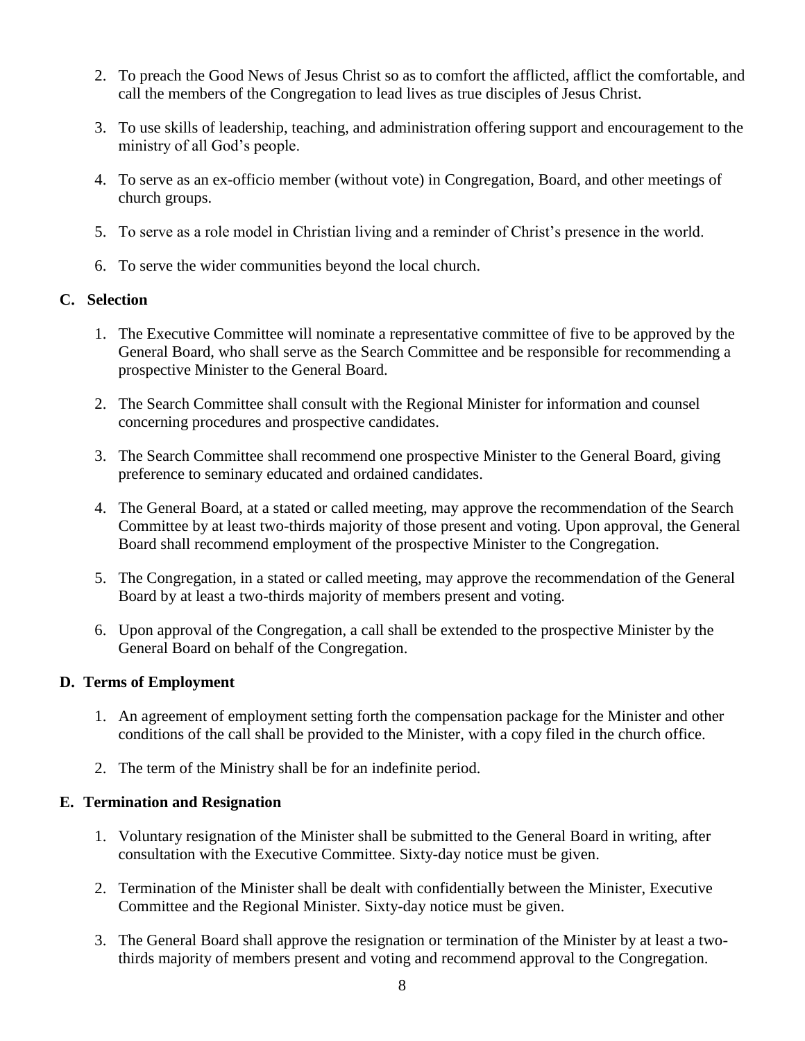2. To preach the Good News of Jesus Christ so as to comfort the afflicted, afflict the comfortable, and call the members of the Congregation to lead lives as true disciples of Jesus Christ.

3. To use skills of leadership, teaching, and administration offering support and encouragement to the ministry of all God's people.

4. To serve as an ex-officio member (without vote) in Congregation, Board, and other meetings of church groups.

5. To serve as a role model in Christian living and a reminder of Christ's presence in the world.

6. To serve the wider communities beyond the local church.

### C. Selection

1. The Executive Committee will nominate a representative committee of five to be approved by the General Board, who shall serve as the Search Committee and be responsible for recommending a prospective Minister to the General Board.

2. The Search Committee shall consult with the Regional Minister for information and counsel concerning procedures and prospective candidates.

3. The Search Committee shall recommend one prospective Minister to the General Board, giving preference to seminary educated and ordained candidates.

4. The General Board, at a stated or called meeting, may approve the recommendation of the Search Committee by at least two-thirds majority of those present and voting. Upon approval, the General Board shall recommend employment of the prospective Minister to the Congregation.

5. The Congregation, in a stated or called meeting, may approve the recommendation of the General Board by at least a two-thirds majority of members present and voting.

6. Upon approval of the Congregation, a call shall be extended to the prospective Minister by the General Board on behalf of the Congregation.

### D. Terms of Employment

1. An agreement of employment setting forth the compensation package for the Minister and other conditions of the call shall be provided to the Minister, with a copy filed in the church office.

2. The term of the Ministry shall be for an indefinite period.

### E. Termination and Resignation

1. Voluntary resignation of the Minister shall be submitted to the General Board in writing, after consultation with the Executive Committee. Sixty-day notice must be given.

2. Termination of the Minister shall be dealt with confidentially between the Minister, Executive Committee and the Regional Minister. Sixty-day notice must be given.

3. The General Board shall approve the resignation or termination of the Minister by at least a two-thirds majority of members present and voting and recommend approval to the Congregation.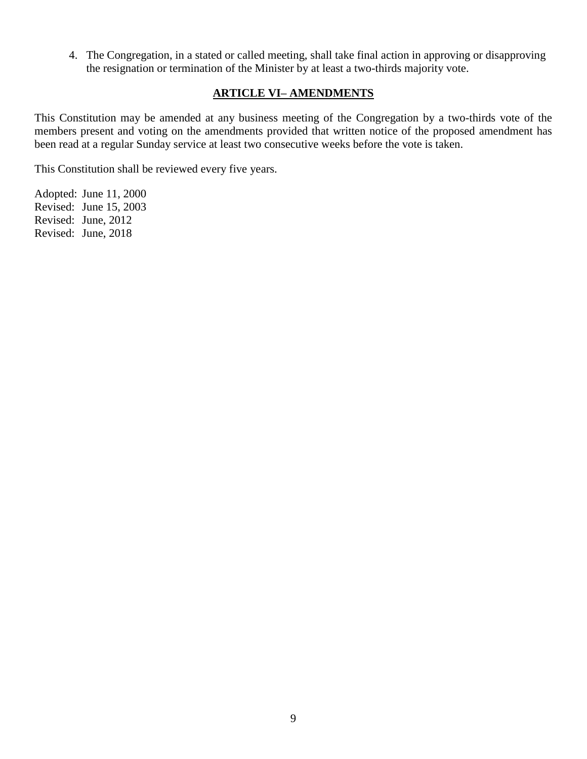4. The Congregation, in a stated or called meeting, shall take final action in approving or disapproving the resignation or termination of the Minister by at least a two-thirds majority vote.

## ARTICLE VI– AMENDMENTS

This Constitution may be amended at any business meeting of the Congregation by a two-thirds vote of the members present and voting on the amendments provided that written notice of the proposed amendment has been read at a regular Sunday service at least two consecutive weeks before the vote is taken.

This Constitution shall be reviewed every five years.

Adopted: June 11, 2000
Revised: June 15, 2003
Revised: June, 2012
Revised: June, 2018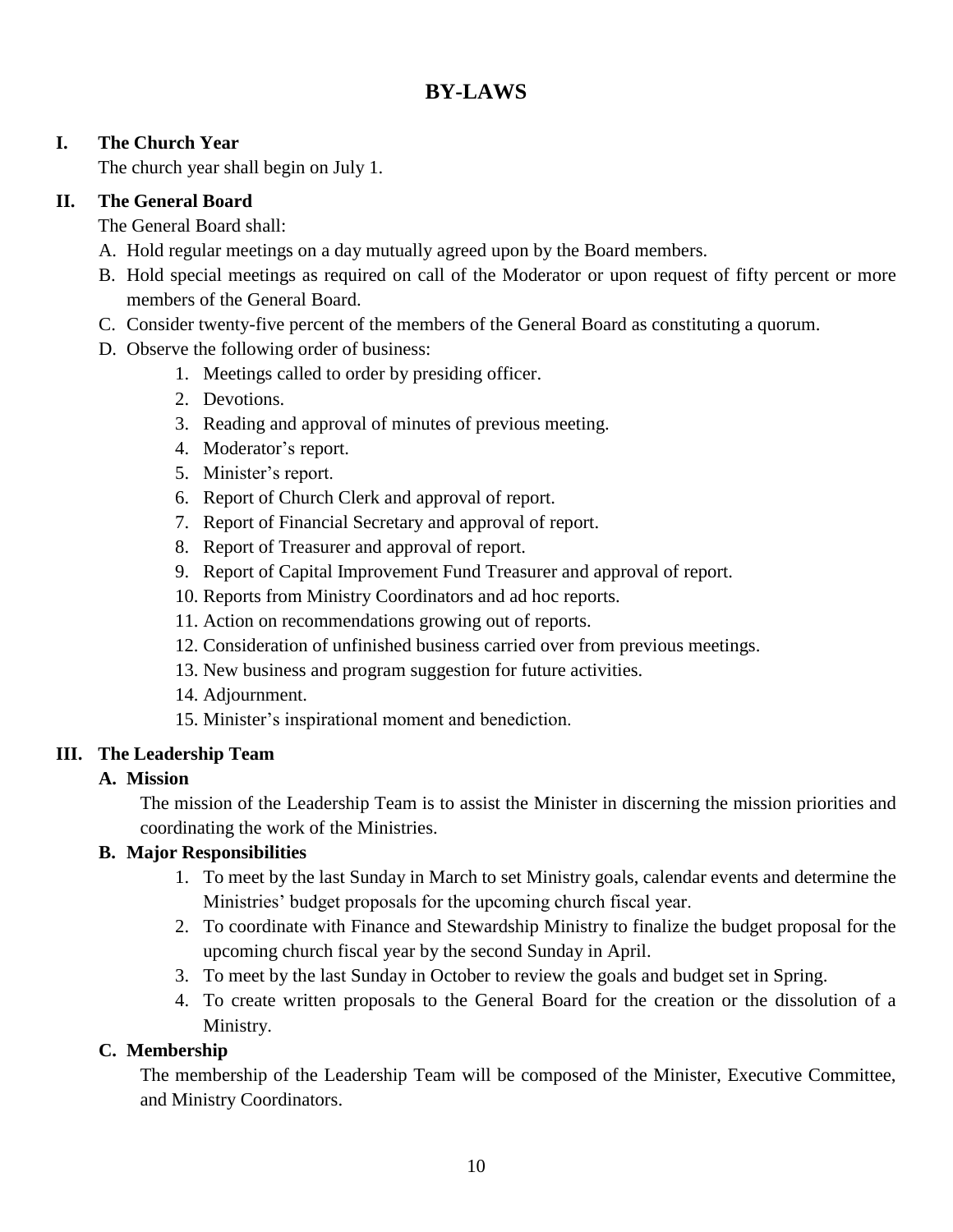# BY-LAWS

## I. The Church Year

The church year shall begin on July 1.

## II. The General Board

The General Board shall:

A. Hold regular meetings on a day mutually agreed upon by the Board members.

B. Hold special meetings as required on call of the Moderator or upon request of fifty percent or more members of the General Board.

C. Consider twenty-five percent of the members of the General Board as constituting a quorum.

D. Observe the following order of business:

1. Meetings called to order by presiding officer.
2. Devotions.
3. Reading and approval of minutes of previous meeting.
4. Moderator's report.
5. Minister's report.
6. Report of Church Clerk and approval of report.
7. Report of Financial Secretary and approval of report.
8. Report of Treasurer and approval of report.
9. Report of Capital Improvement Fund Treasurer and approval of report.
10. Reports from Ministry Coordinators and ad hoc reports.
11. Action on recommendations growing out of reports.
12. Consideration of unfinished business carried over from previous meetings.
13. New business and program suggestion for future activities.
14. Adjournment.
15. Minister's inspirational moment and benediction.

## III. The Leadership Team

### A. Mission

The mission of the Leadership Team is to assist the Minister in discerning the mission priorities and coordinating the work of the Ministries.

### B. Major Responsibilities

1. To meet by the last Sunday in March to set Ministry goals, calendar events and determine the Ministries' budget proposals for the upcoming church fiscal year.
2. To coordinate with Finance and Stewardship Ministry to finalize the budget proposal for the upcoming church fiscal year by the second Sunday in April.
3. To meet by the last Sunday in October to review the goals and budget set in Spring.
4. To create written proposals to the General Board for the creation or the dissolution of a Ministry.

### C. Membership

The membership of the Leadership Team will be composed of the Minister, Executive Committee, and Ministry Coordinators.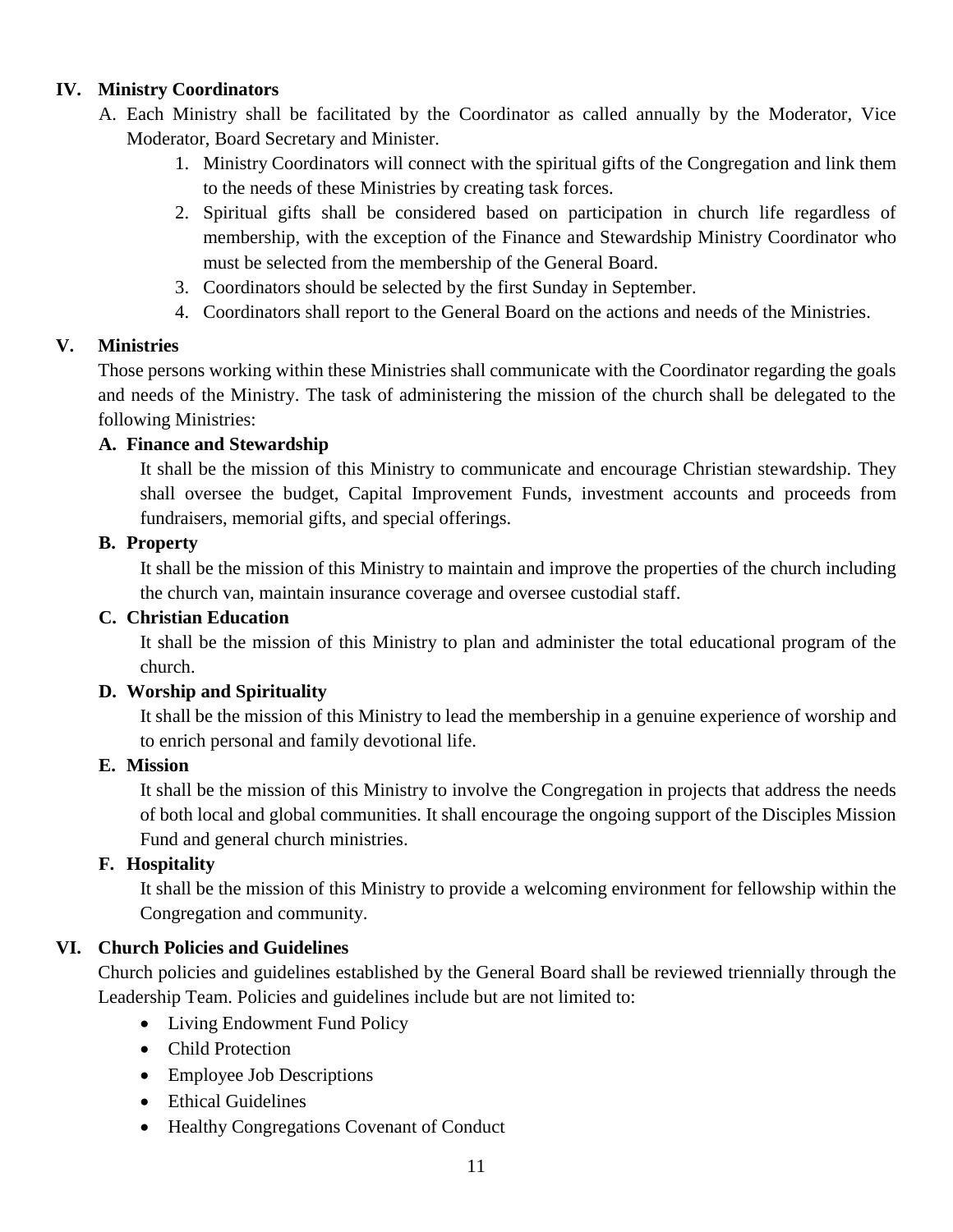## IV. Ministry Coordinators

A. Each Ministry shall be facilitated by the Coordinator as called annually by the Moderator, Vice Moderator, Board Secretary and Minister.

1. Ministry Coordinators will connect with the spiritual gifts of the Congregation and link them to the needs of these Ministries by creating task forces.
2. Spiritual gifts shall be considered based on participation in church life regardless of membership, with the exception of the Finance and Stewardship Ministry Coordinator who must be selected from the membership of the General Board.
3. Coordinators should be selected by the first Sunday in September.
4. Coordinators shall report to the General Board on the actions and needs of the Ministries.

## V. Ministries

Those persons working within these Ministries shall communicate with the Coordinator regarding the goals and needs of the Ministry. The task of administering the mission of the church shall be delegated to the following Ministries:

### A. Finance and Stewardship

It shall be the mission of this Ministry to communicate and encourage Christian stewardship. They shall oversee the budget, Capital Improvement Funds, investment accounts and proceeds from fundraisers, memorial gifts, and special offerings.

### B. Property

It shall be the mission of this Ministry to maintain and improve the properties of the church including the church van, maintain insurance coverage and oversee custodial staff.

### C. Christian Education

It shall be the mission of this Ministry to plan and administer the total educational program of the church.

### D. Worship and Spirituality

It shall be the mission of this Ministry to lead the membership in a genuine experience of worship and to enrich personal and family devotional life.

### E. Mission

It shall be the mission of this Ministry to involve the Congregation in projects that address the needs of both local and global communities. It shall encourage the ongoing support of the Disciples Mission Fund and general church ministries.

### F. Hospitality

It shall be the mission of this Ministry to provide a welcoming environment for fellowship within the Congregation and community.

## VI. Church Policies and Guidelines

Church policies and guidelines established by the General Board shall be reviewed triennially through the Leadership Team. Policies and guidelines include but are not limited to:

- Living Endowment Fund Policy
- Child Protection
- Employee Job Descriptions
- Ethical Guidelines
- Healthy Congregations Covenant of Conduct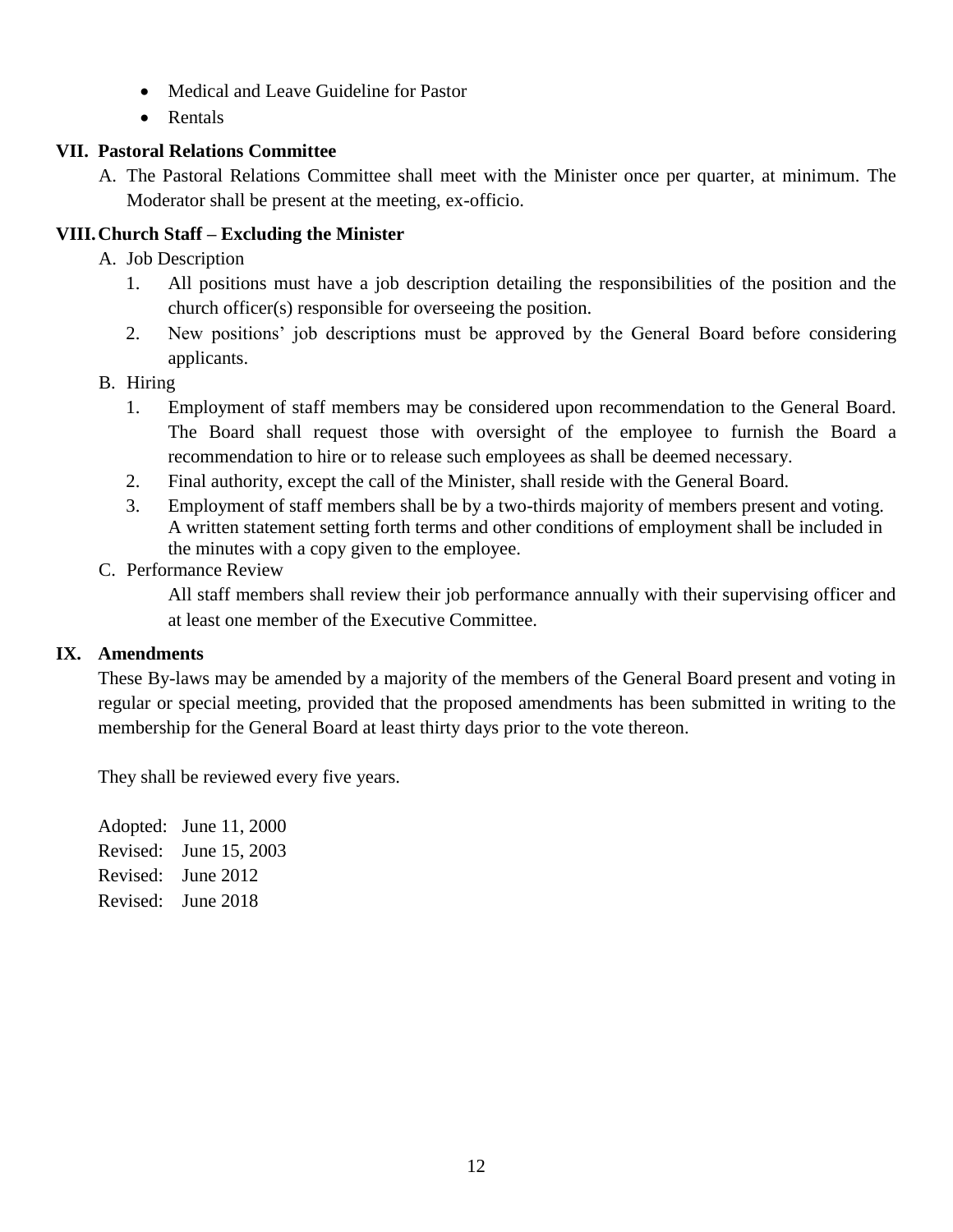- Medical and Leave Guideline for Pastor
- Rentals

## VII. Pastoral Relations Committee

A. The Pastoral Relations Committee shall meet with the Minister once per quarter, at minimum. The Moderator shall be present at the meeting, ex-officio.

## VIII. Church Staff – Excluding the Minister

A. Job Description

1. All positions must have a job description detailing the responsibilities of the position and the church officer(s) responsible for overseeing the position.
2. New positions' job descriptions must be approved by the General Board before considering applicants.

B. Hiring

1. Employment of staff members may be considered upon recommendation to the General Board. The Board shall request those with oversight of the employee to furnish the Board a recommendation to hire or to release such employees as shall be deemed necessary.
2. Final authority, except the call of the Minister, shall reside with the General Board.
3. Employment of staff members shall be by a two-thirds majority of members present and voting. A written statement setting forth terms and other conditions of employment shall be included in the minutes with a copy given to the employee.

C. Performance Review

All staff members shall review their job performance annually with their supervising officer and at least one member of the Executive Committee.

## IX. Amendments

These By-laws may be amended by a majority of the members of the General Board present and voting in regular or special meeting, provided that the proposed amendments has been submitted in writing to the membership for the General Board at least thirty days prior to the vote thereon.

They shall be reviewed every five years.

Adopted: June 11, 2000
Revised: June 15, 2003
Revised: June 2012
Revised: June 2018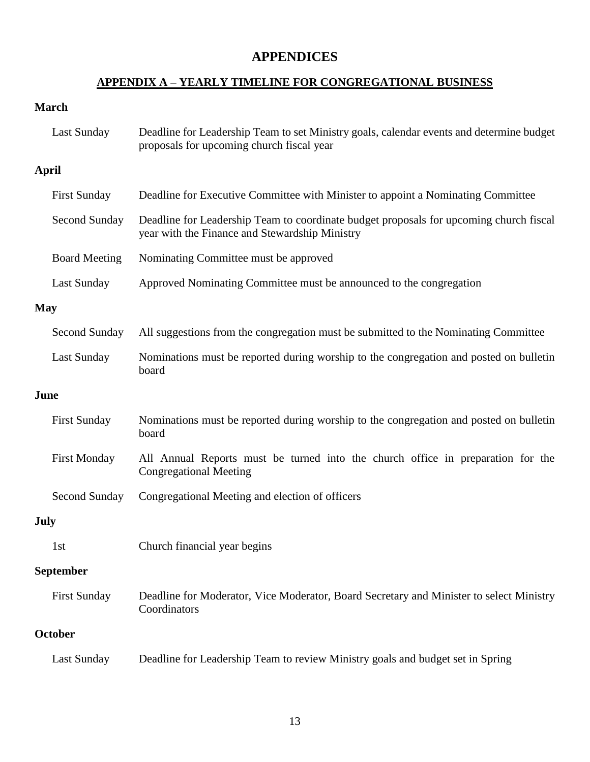# APPENDICES

## APPENDIX A – YEARLY TIMELINE FOR CONGREGATIONAL BUSINESS

**March**

| | |
|---|---|
| Last Sunday | Deadline for Leadership Team to set Ministry goals, calendar events and determine budget proposals for upcoming church fiscal year |

**April**

| | |
|---|---|
| First Sunday | Deadline for Executive Committee with Minister to appoint a Nominating Committee |
| Second Sunday | Deadline for Leadership Team to coordinate budget proposals for upcoming church fiscal year with the Finance and Stewardship Ministry |
| Board Meeting | Nominating Committee must be approved |
| Last Sunday | Approved Nominating Committee must be announced to the congregation |

**May**

| | |
|---|---|
| Second Sunday | All suggestions from the congregation must be submitted to the Nominating Committee |
| Last Sunday | Nominations must be reported during worship to the congregation and posted on bulletin board |

**June**

| | |
|---|---|
| First Sunday | Nominations must be reported during worship to the congregation and posted on bulletin board |
| First Monday | All Annual Reports must be turned into the church office in preparation for the Congregational Meeting |
| Second Sunday | Congregational Meeting and election of officers |

**July**

| | |
|---|---|
| 1st | Church financial year begins |

**September**

| | |
|---|---|
| First Sunday | Deadline for Moderator, Vice Moderator, Board Secretary and Minister to select Ministry Coordinators |

**October**

| | |
|---|---|
| Last Sunday | Deadline for Leadership Team to review Ministry goals and budget set in Spring |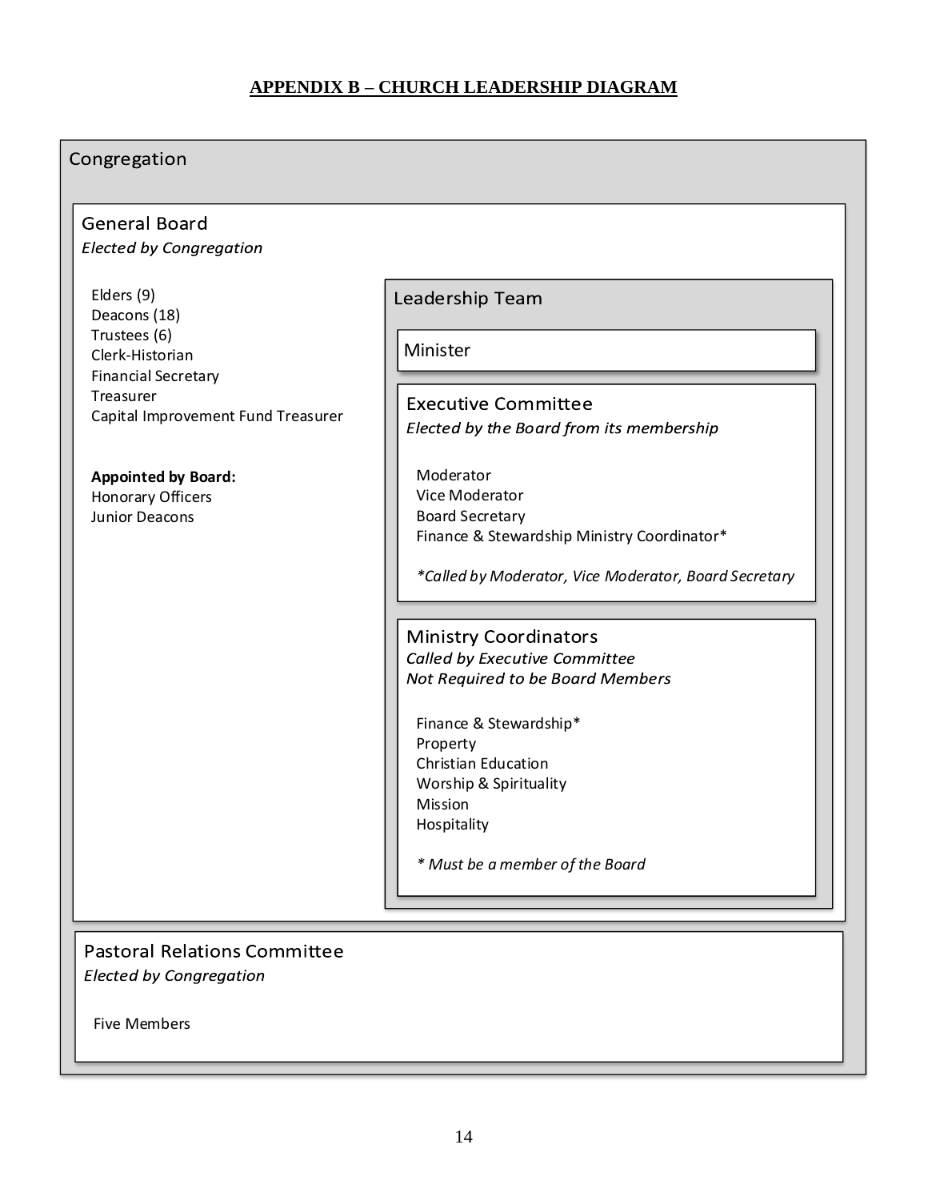## APPENDIX B – CHURCH LEADERSHIP DIAGRAM

### Congregation

#### General Board

*Elected by Congregation*

Elders (9)
Deacons (18)
Trustees (6)
Clerk-Historian
Financial Secretary
Treasurer
Capital Improvement Fund Treasurer

**Appointed by Board:**
Honorary Officers
Junior Deacons

#### Leadership Team

##### Minister

##### Executive Committee

*Elected by the Board from its membership*

Moderator
Vice Moderator
Board Secretary
Finance & Stewardship Ministry Coordinator*

*\*Called by Moderator, Vice Moderator, Board Secretary*

##### Ministry Coordinators

*Called by Executive Committee*
*Not Required to be Board Members*

Finance & Stewardship*
Property
Christian Education
Worship & Spirituality
Mission
Hospitality

*\* Must be a member of the Board*

#### Pastoral Relations Committee

*Elected by Congregation*

Five Members